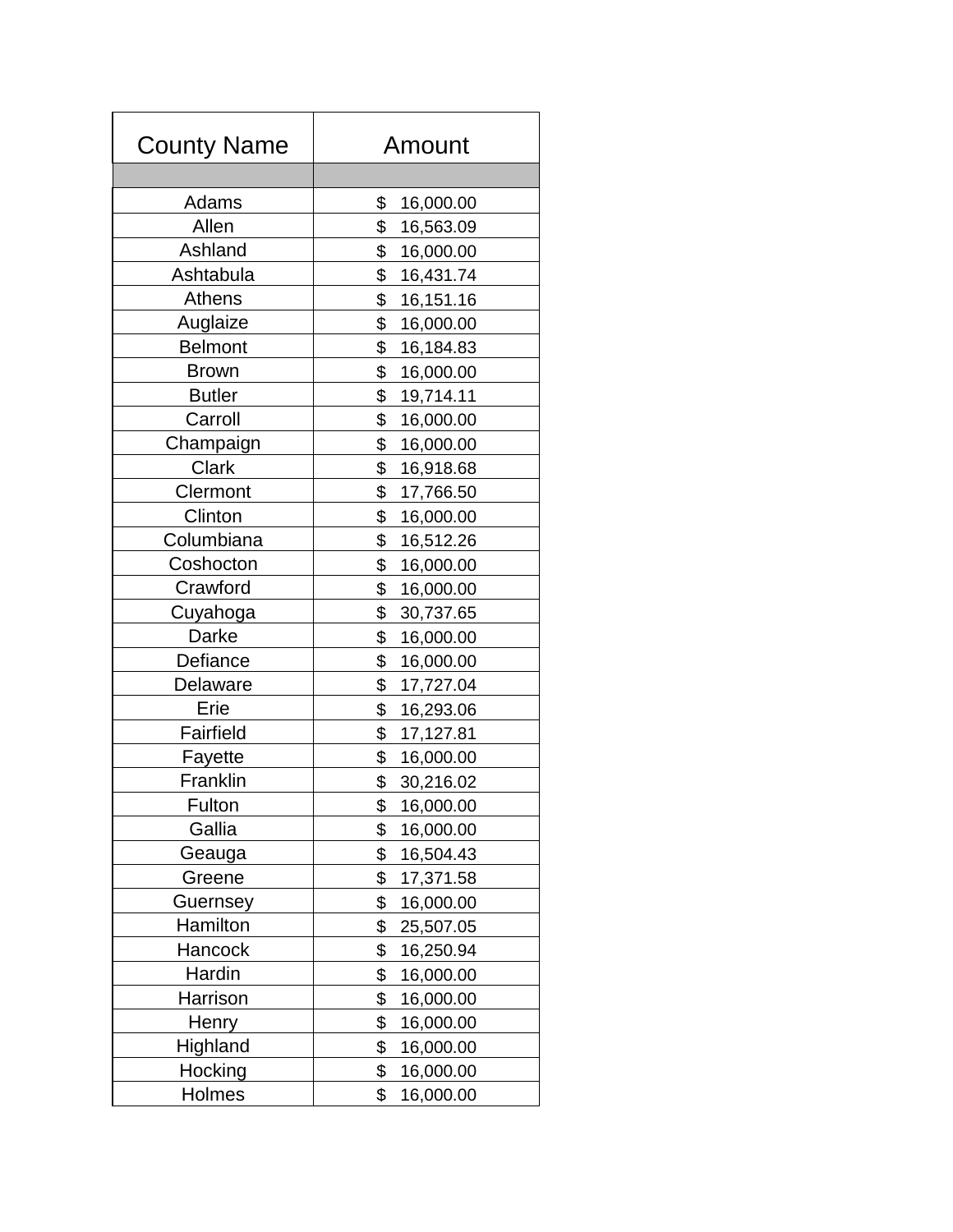| County Name | Amount |
|---|---|
| | |
| Adams | $ 16,000.00 |
| Allen | $ 16,563.09 |
| Ashland | $ 16,000.00 |
| Ashtabula | $ 16,431.74 |
| Athens | $ 16,151.16 |
| Auglaize | $ 16,000.00 |
| Belmont | $ 16,184.83 |
| Brown | $ 16,000.00 |
| Butler | $ 19,714.11 |
| Carroll | $ 16,000.00 |
| Champaign | $ 16,000.00 |
| Clark | $ 16,918.68 |
| Clermont | $ 17,766.50 |
| Clinton | $ 16,000.00 |
| Columbiana | $ 16,512.26 |
| Coshocton | $ 16,000.00 |
| Crawford | $ 16,000.00 |
| Cuyahoga | $ 30,737.65 |
| Darke | $ 16,000.00 |
| Defiance | $ 16,000.00 |
| Delaware | $ 17,727.04 |
| Erie | $ 16,293.06 |
| Fairfield | $ 17,127.81 |
| Fayette | $ 16,000.00 |
| Franklin | $ 30,216.02 |
| Fulton | $ 16,000.00 |
| Gallia | $ 16,000.00 |
| Geauga | $ 16,504.43 |
| Greene | $ 17,371.58 |
| Guernsey | $ 16,000.00 |
| Hamilton | $ 25,507.05 |
| Hancock | $ 16,250.94 |
| Hardin | $ 16,000.00 |
| Harrison | $ 16,000.00 |
| Henry | $ 16,000.00 |
| Highland | $ 16,000.00 |
| Hocking | $ 16,000.00 |
| Holmes | $ 16,000.00 |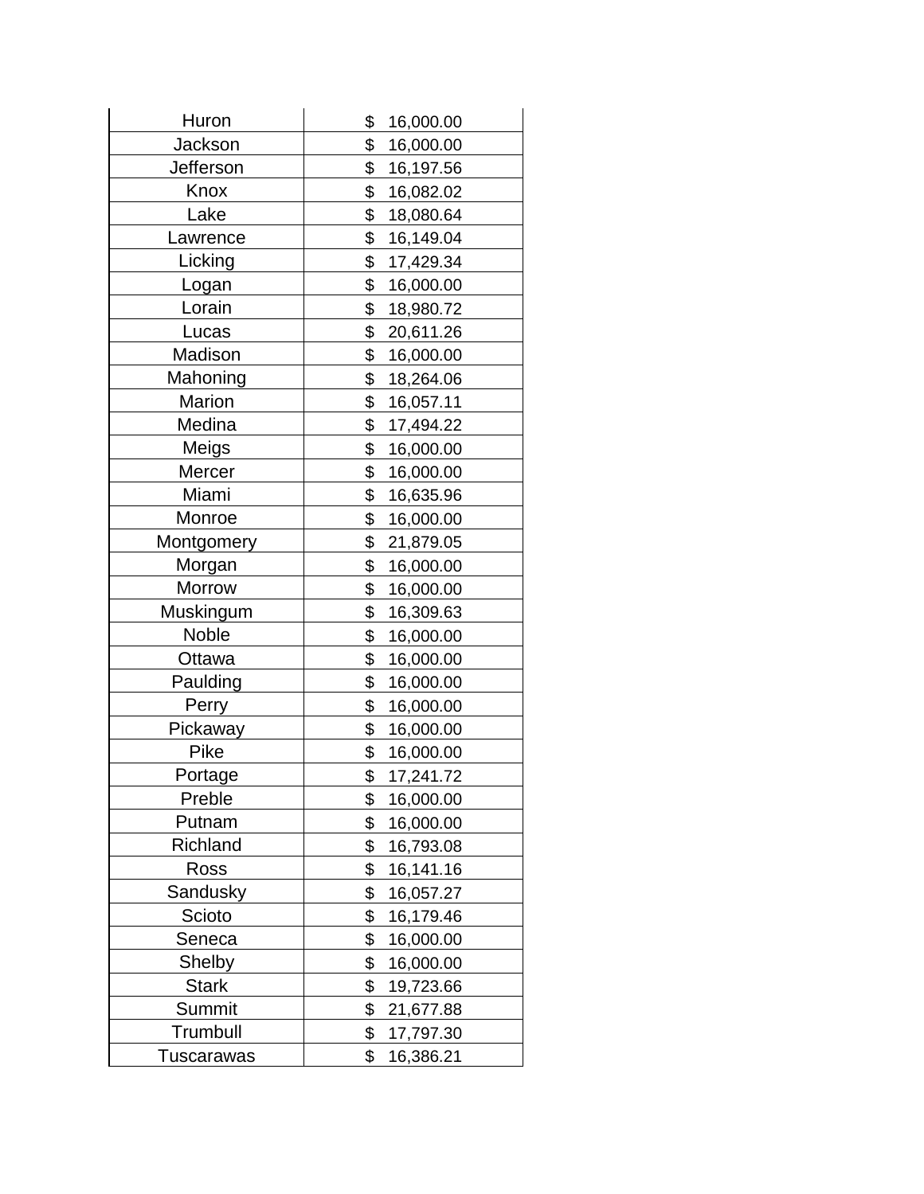| | |
|---|---|
| Huron | $ 16,000.00 |
| Jackson | $ 16,000.00 |
| Jefferson | $ 16,197.56 |
| Knox | $ 16,082.02 |
| Lake | $ 18,080.64 |
| Lawrence | $ 16,149.04 |
| Licking | $ 17,429.34 |
| Logan | $ 16,000.00 |
| Lorain | $ 18,980.72 |
| Lucas | $ 20,611.26 |
| Madison | $ 16,000.00 |
| Mahoning | $ 18,264.06 |
| Marion | $ 16,057.11 |
| Medina | $ 17,494.22 |
| Meigs | $ 16,000.00 |
| Mercer | $ 16,000.00 |
| Miami | $ 16,635.96 |
| Monroe | $ 16,000.00 |
| Montgomery | $ 21,879.05 |
| Morgan | $ 16,000.00 |
| Morrow | $ 16,000.00 |
| Muskingum | $ 16,309.63 |
| Noble | $ 16,000.00 |
| Ottawa | $ 16,000.00 |
| Paulding | $ 16,000.00 |
| Perry | $ 16,000.00 |
| Pickaway | $ 16,000.00 |
| Pike | $ 16,000.00 |
| Portage | $ 17,241.72 |
| Preble | $ 16,000.00 |
| Putnam | $ 16,000.00 |
| Richland | $ 16,793.08 |
| Ross | $ 16,141.16 |
| Sandusky | $ 16,057.27 |
| Scioto | $ 16,179.46 |
| Seneca | $ 16,000.00 |
| Shelby | $ 16,000.00 |
| Stark | $ 19,723.66 |
| Summit | $ 21,677.88 |
| Trumbull | $ 17,797.30 |
| Tuscarawas | $ 16,386.21 |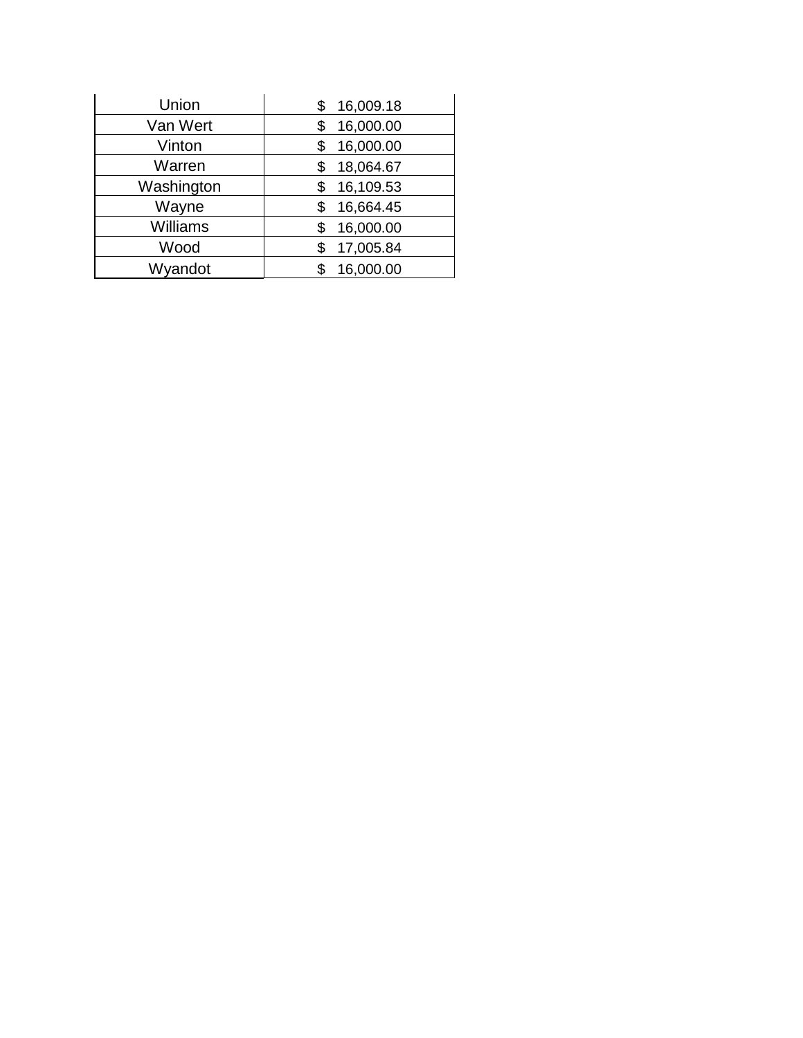| | |
|---|---|
| Union | $ 16,009.18 |
| Van Wert | $ 16,000.00 |
| Vinton | $ 16,000.00 |
| Warren | $ 18,064.67 |
| Washington | $ 16,109.53 |
| Wayne | $ 16,664.45 |
| Williams | $ 16,000.00 |
| Wood | $ 17,005.84 |
| Wyandot | $ 16,000.00 |